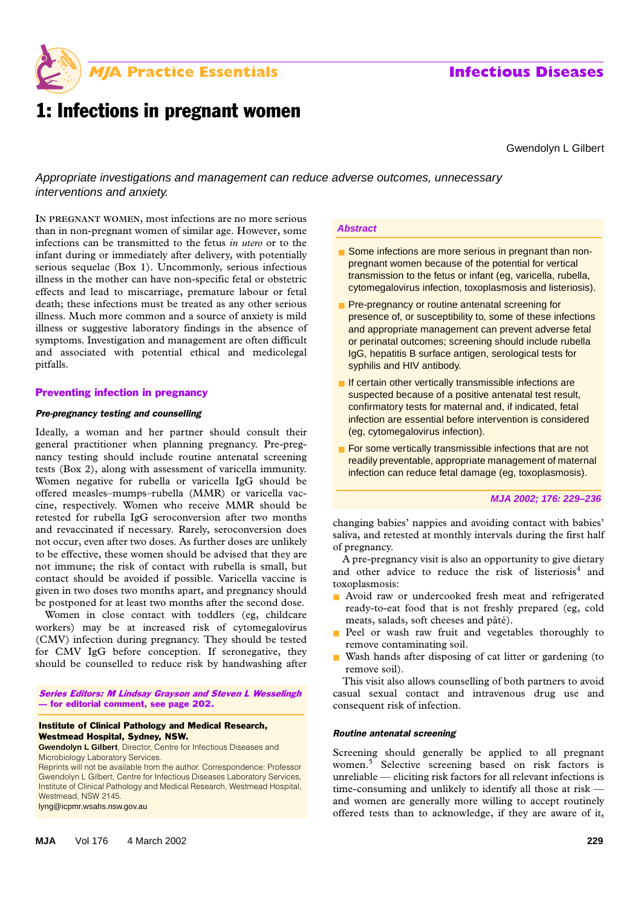# 1: Infections in pregnant women

Gwendolyn L Gilbert

*Appropriate investigations and management can reduce adverse outcomes, unnecessary interventions and anxiety.*

### Abstract

- Some infections are more serious in pregnant than non-pregnant women because of the potential for vertical transmission to the fetus or infant (eg, varicella, rubella, cytomegalovirus infection, toxoplasmosis and listeriosis).
- Pre-pregnancy or routine antenatal screening for presence of, or susceptibility to, some of these infections and appropriate management can prevent adverse fetal or perinatal outcomes; screening should include rubella IgG, hepatitis B surface antigen, serological tests for syphilis and HIV antibody.
- If certain other vertically transmissible infections are suspected because of a positive antenatal test result, confirmatory tests for maternal and, if indicated, fetal infection are essential before intervention is considered (eg, cytomegalovirus infection).
- For some vertically transmissible infections that are not readily preventable, appropriate management of maternal infection can reduce fetal damage (eg, toxoplasmosis).

*MJA 2002; 176: 229–236*

IN PREGNANT WOMEN, most infections are no more serious than in non-pregnant women of similar age. However, some infections can be transmitted to the fetus *in utero* or to the infant during or immediately after delivery, with potentially serious sequelae (Box 1). Uncommonly, serious infectious illness in the mother can have non-specific fetal or obstetric effects and lead to miscarriage, premature labour or fetal death; these infections must be treated as any other serious illness. Much more common and a source of anxiety is mild illness or suggestive laboratory findings in the absence of symptoms. Investigation and management are often difficult and associated with potential ethical and medicolegal pitfalls.

## Preventing infection in pregnancy

### Pre-pregnancy testing and counselling

Ideally, a woman and her partner should consult their general practitioner when planning pregnancy. Pre-pregnancy testing should include routine antenatal screening tests (Box 2), along with assessment of varicella immunity. Women negative for rubella or varicella IgG should be offered measles–mumps–rubella (MMR) or varicella vaccine, respectively. Women who receive MMR should be retested for rubella IgG seroconversion after two months and revaccinated if necessary. Rarely, seroconversion does not occur, even after two doses. As further doses are unlikely to be effective, these women should be advised that they are not immune; the risk of contact with rubella is small, but contact should be avoided if possible. Varicella vaccine is given in two doses two months apart, and pregnancy should be postponed for at least two months after the second dose.

Women in close contact with toddlers (eg, childcare workers) may be at increased risk of cytomegalovirus (CMV) infection during pregnancy. They should be tested for CMV IgG before conception. If seronegative, they should be counselled to reduce risk by handwashing after changing babies' nappies and avoiding contact with babies' saliva, and retested at monthly intervals during the first half of pregnancy.

A pre-pregnancy visit is also an opportunity to give dietary and other advice to reduce the risk of listeriosis[4] and toxoplasmosis:

- Avoid raw or undercooked fresh meat and refrigerated ready-to-eat food that is not freshly prepared (eg, cold meats, salads, soft cheeses and pâté).
- Peel or wash raw fruit and vegetables thoroughly to remove contaminating soil.
- Wash hands after disposing of cat litter or gardening (to remove soil).

This visit also allows counselling of both partners to avoid casual sexual contact and intravenous drug use and consequent risk of infection.

### Routine antenatal screening

Screening should generally be applied to all pregnant women.[5] Selective screening based on risk factors is unreliable — eliciting risk factors for all relevant infections is time-consuming and unlikely to identify all those at risk — and women are generally more willing to accept routinely offered tests than to acknowledge, if they are aware of it,

*Series Editors: M Lindsay Grayson and Steven L Wesselingh — for editorial comment, see page 202.*

**Institute of Clinical Pathology and Medical Research, Westmead Hospital, Sydney, NSW.**
**Gwendolyn L Gilbert**, Director, Centre for Infectious Diseases and Microbiology Laboratory Services.
Reprints will not be available from the author. Correspondence: Professor Gwendolyn L Gilbert, Centre for Infectious Diseases Laboratory Services, Institute of Clinical Pathology and Medical Research, Westmead Hospital, Westmead, NSW 2145.
lyng@icpmr.wsahs.nsw.gov.au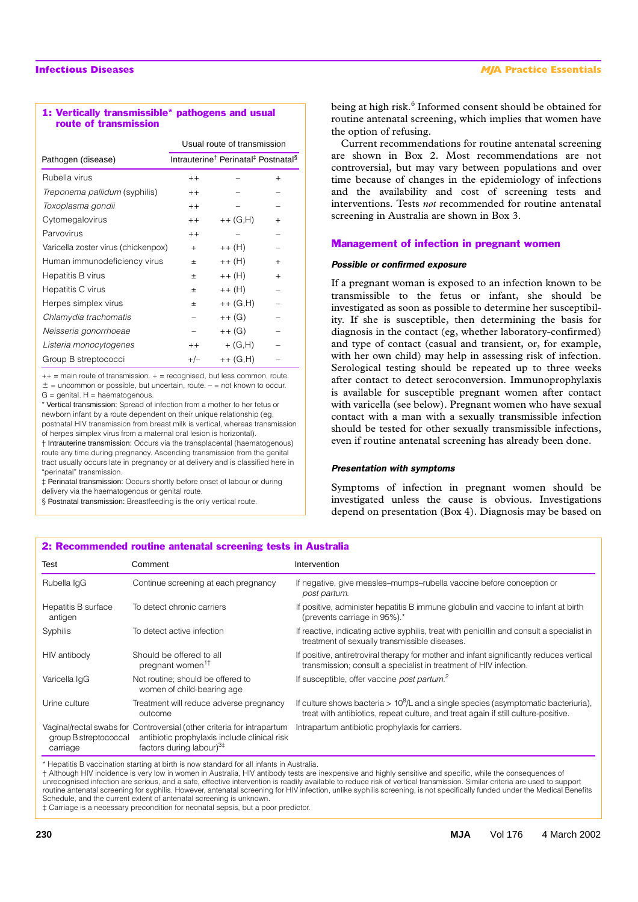### 1: Vertically transmissible* pathogens and usual route of transmission

| Pathogen (disease) | Usual route of transmission | | |
|---|---|---|---|
| | Intrauterine[†] | Perinatal[‡] | Postnatal[§] |
| Rubella virus | ++ | – | + |
| *Treponema pallidum* (syphilis) | ++ | – | – |
| *Toxoplasma gondii* | ++ | – | – |
| Cytomegalovirus | ++ | ++ (G,H) | + |
| Parvovirus | ++ | – | – |
| Varicella zoster virus (chickenpox) | + | ++ (H) | – |
| Human immunodeficiency virus | ± | ++ (H) | + |
| Hepatitis B virus | ± | ++ (H) | + |
| Hepatitis C virus | ± | ++ (H) | – |
| Herpes simplex virus | ± | ++ (G,H) | – |
| *Chlamydia trachomatis* | – | ++ (G) | – |
| *Neisseria gonorrhoeae* | – | ++ (G) | – |
| *Listeria monocytogenes* | ++ | + (G,H) | – |
| Group B streptococci | +/– | ++ (G,H) | – |

++ = main route of transmission. + = recognised, but less common, route. ± = uncommon or possible, but uncertain, route. – = not known to occur. G = genital. H = haematogenous.

\* Vertical transmission: Spread of infection from a mother to her fetus or newborn infant by a route dependent on their unique relationship (eg, postnatal HIV transmission from breast milk is vertical, whereas transmission of herpes simplex virus from a maternal oral lesion is horizontal).

† Intrauterine transmission: Occurs via the transplacental (haematogenous) route any time during pregnancy. Ascending transmission from the genital tract usually occurs late in pregnancy or at delivery and is classified here in "perinatal" transmission.

‡ Perinatal transmission: Occurs shortly before onset of labour or during delivery via the haematogenous or genital route.

§ Postnatal transmission: Breastfeeding is the only vertical route.

being at high risk.[6] Informed consent should be obtained for routine antenatal screening, which implies that women have the option of refusing.

Current recommendations for routine antenatal screening are shown in Box 2. Most recommendations are not controversial, but may vary between populations and over time because of changes in the epidemiology of infections and the availability and cost of screening tests and interventions. Tests *not* recommended for routine antenatal screening in Australia are shown in Box 3.

## Management of infection in pregnant women

### Possible or confirmed exposure

If a pregnant woman is exposed to an infection known to be transmissible to the fetus or infant, she should be investigated as soon as possible to determine her susceptibility. If she is susceptible, then determining the basis for diagnosis in the contact (eg, whether laboratory-confirmed) and type of contact (casual and transient, or, for example, with her own child) may help in assessing risk of infection. Serological testing should be repeated up to three weeks after contact to detect seroconversion. Immunoprophylaxis is available for susceptible pregnant women after contact with varicella (see below). Pregnant women who have sexual contact with a man with a sexually transmissible infection should be tested for other sexually transmissible infections, even if routine antenatal screening has already been done.

### Presentation with symptoms

Symptoms of infection in pregnant women should be investigated unless the cause is obvious. Investigations depend on presentation (Box 4). Diagnosis may be based on

### 2: Recommended routine antenatal screening tests in Australia

| Test | Comment | Intervention |
|---|---|---|
| Rubella IgG | Continue screening at each pregnancy | If negative, give measles–mumps–rubella vaccine before conception or *post partum*. |
| Hepatitis B surface antigen | To detect chronic carriers | If positive, administer hepatitis B immune globulin and vaccine to infant at birth (prevents carriage in 95%).* |
| Syphilis | To detect active infection | If reactive, indicating active syphilis, treat with penicillin and consult a specialist in treatment of sexually transmissible diseases. |
| HIV antibody | Should be offered to all pregnant women[1†] | If positive, antiretroviral therapy for mother and infant significantly reduces vertical transmission; consult a specialist in treatment of HIV infection. |
| Varicella IgG | Not routine; should be offered to women of child-bearing age | If susceptible, offer vaccine *post partum*.[2] |
| Urine culture | Treatment will reduce adverse pregnancy outcome | If culture shows bacteria > $10^8$/L and a single species (asymptomatic bacteriuria), treat with antibiotics, repeat culture, and treat again if still culture-positive. |
| Vaginal/rectal swabs for group B streptococcal carriage | Controversial (other criteria for intrapartum antibiotic prophylaxis include clinical risk factors during labour)[3‡] | Intrapartum antibiotic prophylaxis for carriers. |

\* Hepatitis B vaccination starting at birth is now standard for all infants in Australia.

† Although HIV incidence is very low in women in Australia, HIV antibody tests are inexpensive and highly sensitive and specific, while the consequences of unrecognised infection are serious, and a safe, effective intervention is readily available to reduce risk of vertical transmission. Similar criteria are used to support routine antenatal screening for syphilis. However, antenatal screening for HIV infection, unlike syphilis screening, is not specifically funded under the Medical Benefits Schedule, and the current extent of antenatal screening is unknown.

‡ Carriage is a necessary precondition for neonatal sepsis, but a poor predictor.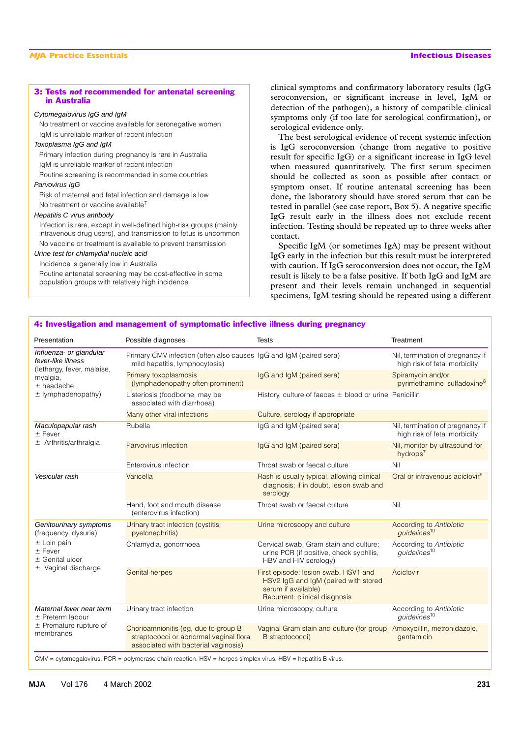### 3: Tests *not* recommended for antenatal screening in Australia

*Cytomegalovirus IgG and IgM*

- No treatment or vaccine available for seronegative women
- IgM is unreliable marker of recent infection

*Toxoplasma IgG and IgM*

- Primary infection during pregnancy is rare in Australia
- IgM is unreliable marker of recent infection
- Routine screening is recommended in some countries

*Parvovirus IgG*

- Risk of maternal and fetal infection and damage is low
- No treatment or vaccine available[7]

*Hepatitis C virus antibody*

- Infection is rare, except in well-defined high-risk groups (mainly intravenous drug users), and transmission to fetus is uncommon
- No vaccine or treatment is available to prevent transmission

*Urine test for chlamydial nucleic acid*

- Incidence is generally low in Australia
- Routine antenatal screening may be cost-effective in some population groups with relatively high incidence

clinical symptoms and confirmatory laboratory results (IgG seroconversion, or significant increase in level, IgM or detection of the pathogen), a history of compatible clinical symptoms only (if too late for serological confirmation), or serological evidence only.

The best serological evidence of recent systemic infection is IgG seroconversion (change from negative to positive result for specific IgG) or a significant increase in IgG level when measured quantitatively. The first serum specimen should be collected as soon as possible after contact or symptom onset. If routine antenatal screening has been done, the laboratory should have stored serum that can be tested in parallel (see case report, Box 5). A negative specific IgG result early in the illness does not exclude recent infection. Testing should be repeated up to three weeks after contact.

Specific IgM (or sometimes IgA) may be present without IgG early in the infection but this result must be interpreted with caution. If IgG seroconversion does not occur, the IgM result is likely to be a false positive. If both IgG and IgM are present and their levels remain unchanged in sequential specimens, IgM testing should be repeated using a different

### 4: Investigation and management of symptomatic infective illness during pregnancy

| Presentation | Possible diagnoses | Tests | Treatment |
|---|---|---|---|
| *Influenza- or glandular fever-like illness* (lethargy, fever, malaise, myalgia, ± headache, ± lymphadenopathy) | Primary CMV infection (often also causes mild hepatitis, lymphocytosis) | IgG and IgM (paired sera) | Nil, termination of pregnancy if high risk of fetal morbidity |
| | Primary toxoplasmosis (lymphadenopathy often prominent) | IgG and IgM (paired sera) | Spiramycin and/or pyrimethamine–sulfadoxine[8] |
| | Listeriosis (foodborne, may be associated with diarrhoea) | History, culture of faeces ± blood or urine | Penicillin |
| | Many other viral infections | Culture, serology if appropriate | |
| *Maculopapular rash* ± Fever ± Arthritis/arthralgia | Rubella | IgG and IgM (paired sera) | Nil, termination of pregnancy if high risk of fetal morbidity |
| | Parvovirus infection | IgG and IgM (paired sera) | Nil, monitor by ultrasound for hydrops[7] |
| | Enterovirus infection | Throat swab or faecal culture | Nil |
| *Vesicular rash* | Varicella | Rash is usually typical, allowing clinical diagnosis; if in doubt, lesion swab and serology | Oral or intravenous aciclovir[9] |
| | Hand, foot and mouth disease (enterovirus infection) | Throat swab or faecal culture | Nil |
| *Genitourinary symptoms* (frequency, dysuria) ± Loin pain ± Fever ± Genital ulcer ± Vaginal discharge | Urinary tract infection (cystitis; pyelonephritis) | Urine microscopy and culture | According to *Antibiotic guidelines*[10] |
| | Chlamydia, gonorrhoea | Cervical swab, Gram stain and culture; urine PCR (if positive, check syphilis, HBV and HIV serology) | According to *Antibiotic guidelines*[10] |
| | Genital herpes | First episode: lesion swab, HSV1 and HSV2 IgG and IgM (paired with stored serum if available) Recurrent: clinical diagnosis | Aciclovir |
| *Maternal fever near term* ± Preterm labour ± Premature rupture of membranes | Urinary tract infection | Urine microscopy, culture | According to *Antibiotic guidelines*[10] |
| | Chorioamnionitis (eg, due to group B streptococci or abnormal vaginal flora associated with bacterial vaginosis) | Vaginal Gram stain and culture (for group B streptococci) | Amoxycillin, metronidazole, gentamicin |

CMV = cytomegalovirus. PCR = polymerase chain reaction. HSV = herpes simplex virus. HBV = hepatitis B virus.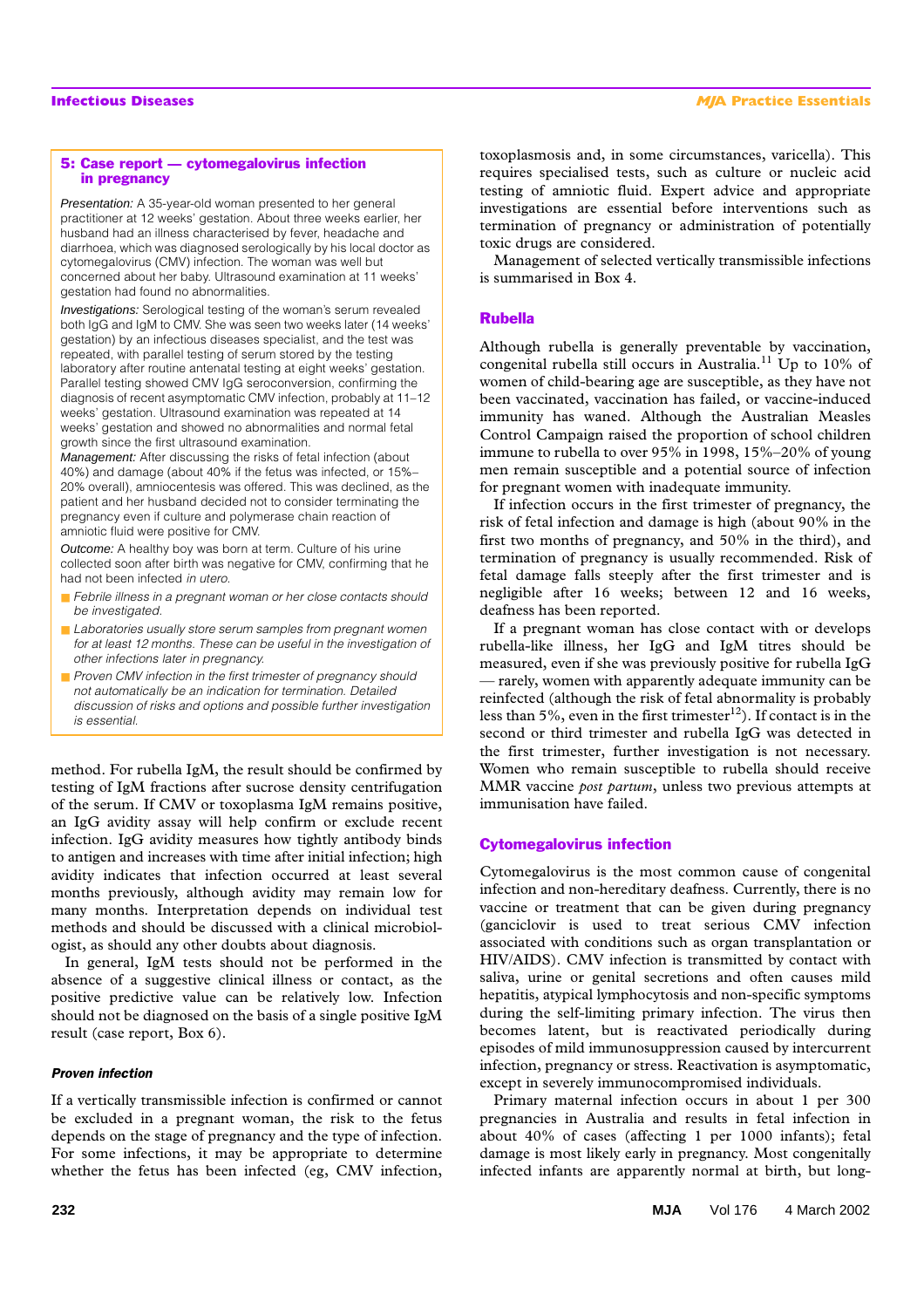### 5: Case report — cytomegalovirus infection in pregnancy

*Presentation:* A 35-year-old woman presented to her general practitioner at 12 weeks' gestation. About three weeks earlier, her husband had an illness characterised by fever, headache and diarrhoea, which was diagnosed serologically by his local doctor as cytomegalovirus (CMV) infection. The woman was well but concerned about her baby. Ultrasound examination at 11 weeks' gestation had found no abnormalities.

*Investigations:* Serological testing of the woman's serum revealed both IgG and IgM to CMV. She was seen two weeks later (14 weeks' gestation) by an infectious diseases specialist, and the test was repeated, with parallel testing of serum stored by the testing laboratory after routine antenatal testing at eight weeks' gestation. Parallel testing showed CMV IgG seroconversion, confirming the diagnosis of recent asymptomatic CMV infection, probably at 11–12 weeks' gestation. Ultrasound examination was repeated at 14 weeks' gestation and showed no abnormalities and normal fetal growth since the first ultrasound examination.

*Management:* After discussing the risks of fetal infection (about 40%) and damage (about 40% if the fetus was infected, or 15%–20% overall), amniocentesis was offered. This was declined, as the patient and her husband decided not to consider terminating the pregnancy even if culture and polymerase chain reaction of amniotic fluid were positive for CMV.

*Outcome:* A healthy boy was born at term. Culture of his urine collected soon after birth was negative for CMV, confirming that he had not been infected *in utero*.

- *Febrile illness in a pregnant woman or her close contacts should be investigated.*
- *Laboratories usually store serum samples from pregnant women for at least 12 months. These can be useful in the investigation of other infections later in pregnancy.*
- *Proven CMV infection in the first trimester of pregnancy should not automatically be an indication for termination. Detailed discussion of risks and options and possible further investigation is essential.*

method. For rubella IgM, the result should be confirmed by testing of IgM fractions after sucrose density centrifugation of the serum. If CMV or toxoplasma IgM remains positive, an IgG avidity assay will help confirm or exclude recent infection. IgG avidity measures how tightly antibody binds to antigen and increases with time after initial infection; high avidity indicates that infection occurred at least several months previously, although avidity may remain low for many months. Interpretation depends on individual test methods and should be discussed with a clinical microbiologist, as should any other doubts about diagnosis.

In general, IgM tests should not be performed in the absence of a suggestive clinical illness or contact, as the positive predictive value can be relatively low. Infection should not be diagnosed on the basis of a single positive IgM result (case report, Box 6).

#### *Proven infection*

If a vertically transmissible infection is confirmed or cannot be excluded in a pregnant woman, the risk to the fetus depends on the stage of pregnancy and the type of infection. For some infections, it may be appropriate to determine whether the fetus has been infected (eg, CMV infection, toxoplasmosis and, in some circumstances, varicella). This requires specialised tests, such as culture or nucleic acid testing of amniotic fluid. Expert advice and appropriate investigations are essential before interventions such as termination of pregnancy or administration of potentially toxic drugs are considered.

Management of selected vertically transmissible infections is summarised in Box 4.

### Rubella

Although rubella is generally preventable by vaccination, congenital rubella still occurs in Australia.[11] Up to 10% of women of child-bearing age are susceptible, as they have not been vaccinated, vaccination has failed, or vaccine-induced immunity has waned. Although the Australian Measles Control Campaign raised the proportion of school children immune to rubella to over 95% in 1998, 15%–20% of young men remain susceptible and a potential source of infection for pregnant women with inadequate immunity.

If infection occurs in the first trimester of pregnancy, the risk of fetal infection and damage is high (about 90% in the first two months of pregnancy, and 50% in the third), and termination of pregnancy is usually recommended. Risk of fetal damage falls steeply after the first trimester and is negligible after 16 weeks; between 12 and 16 weeks, deafness has been reported.

If a pregnant woman has close contact with or develops rubella-like illness, her IgG and IgM titres should be measured, even if she was previously positive for rubella IgG — rarely, women with apparently adequate immunity can be reinfected (although the risk of fetal abnormality is probably less than 5%, even in the first trimester[12]). If contact is in the second or third trimester and rubella IgG was detected in the first trimester, further investigation is not necessary. Women who remain susceptible to rubella should receive MMR vaccine *post partum*, unless two previous attempts at immunisation have failed.

### Cytomegalovirus infection

Cytomegalovirus is the most common cause of congenital infection and non-hereditary deafness. Currently, there is no vaccine or treatment that can be given during pregnancy (ganciclovir is used to treat serious CMV infection associated with conditions such as organ transplantation or HIV/AIDS). CMV infection is transmitted by contact with saliva, urine or genital secretions and often causes mild hepatitis, atypical lymphocytosis and non-specific symptoms during the self-limiting primary infection. The virus then becomes latent, but is reactivated periodically during episodes of mild immunosuppression caused by intercurrent infection, pregnancy or stress. Reactivation is asymptomatic, except in severely immunocompromised individuals.

Primary maternal infection occurs in about 1 per 300 pregnancies in Australia and results in fetal infection in about 40% of cases (affecting 1 per 1000 infants); fetal damage is most likely early in pregnancy. Most congenitally infected infants are apparently normal at birth, but long-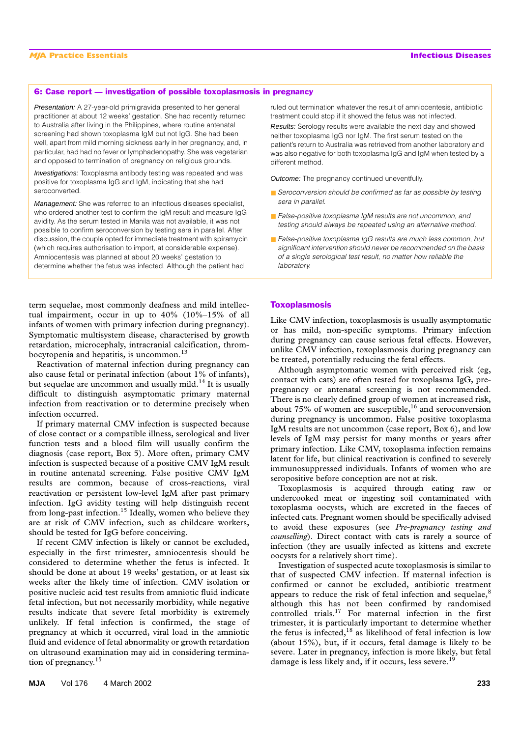### 6: Case report — investigation of possible toxoplasmosis in pregnancy

*Presentation:* A 27-year-old primigravida presented to her general practitioner at about 12 weeks' gestation. She had recently returned to Australia after living in the Philippines, where routine antenatal screening had shown toxoplasma IgM but not IgG. She had been well, apart from mild morning sickness early in her pregnancy, and, in particular, had had no fever or lymphadenopathy. She was vegetarian and opposed to termination of pregnancy on religious grounds.

*Investigations:* Toxoplasma antibody testing was repeated and was positive for toxoplasma IgG and IgM, indicating that she had seroconverted.

*Management:* She was referred to an infectious diseases specialist, who ordered another test to confirm the IgM result and measure IgG avidity. As the serum tested in Manila was not available, it was not possible to confirm seroconversion by testing sera in parallel. After discussion, the couple opted for immediate treatment with spiramycin (which requires authorisation to import, at considerable expense). Amniocentesis was planned at about 20 weeks' gestation to determine whether the fetus was infected. Although the patient had ruled out termination whatever the result of amniocentesis, antibiotic treatment could stop if it showed the fetus was not infected.

*Results:* Serology results were available the next day and showed neither toxoplasma IgG nor IgM. The first serum tested on the patient's return to Australia was retrieved from another laboratory and was also negative for both toxoplasma IgG and IgM when tested by a different method.

*Outcome:* The pregnancy continued uneventfully.

- *Seroconversion should be confirmed as far as possible by testing sera in parallel.*
- *False-positive toxoplasma IgM results are not uncommon, and testing should always be repeated using an alternative method.*
- *False-positive toxoplasma IgG results are much less common, but significant intervention should never be recommended on the basis of a single serological test result, no matter how reliable the laboratory.*

term sequelae, most commonly deafness and mild intellectual impairment, occur in up to 40% (10%–15% of all infants of women with primary infection during pregnancy). Symptomatic multisystem disease, characterised by growth retardation, microcephaly, intracranial calcification, thrombocytopenia and hepatitis, is uncommon.[13]

Reactivation of maternal infection during pregnancy can also cause fetal or perinatal infection (about 1% of infants), but sequelae are uncommon and usually mild.[14] It is usually difficult to distinguish asymptomatic primary maternal infection from reactivation or to determine precisely when infection occurred.

If primary maternal CMV infection is suspected because of close contact or a compatible illness, serological and liver function tests and a blood film will usually confirm the diagnosis (case report, Box 5). More often, primary CMV infection is suspected because of a positive CMV IgM result in routine antenatal screening. False positive CMV IgM results are common, because of cross-reactions, viral reactivation or persistent low-level IgM after past primary infection. IgG avidity testing will help distinguish recent from long-past infection.[15] Ideally, women who believe they are at risk of CMV infection, such as childcare workers, should be tested for IgG before conceiving.

If recent CMV infection is likely or cannot be excluded, especially in the first trimester, amniocentesis should be considered to determine whether the fetus is infected. It should be done at about 19 weeks' gestation, or at least six weeks after the likely time of infection. CMV isolation or positive nucleic acid test results from amniotic fluid indicate fetal infection, but not necessarily morbidity, while negative results indicate that severe fetal morbidity is extremely unlikely. If fetal infection is confirmed, the stage of pregnancy at which it occurred, viral load in the amniotic fluid and evidence of fetal abnormality or growth retardation on ultrasound examination may aid in considering termination of pregnancy.[15]

## Toxoplasmosis

Like CMV infection, toxoplasmosis is usually asymptomatic or has mild, non-specific symptoms. Primary infection during pregnancy can cause serious fetal effects. However, unlike CMV infection, toxoplasmosis during pregnancy can be treated, potentially reducing the fetal effects.

Although asymptomatic women with perceived risk (eg, contact with cats) are often tested for toxoplasma IgG, prepregnancy or antenatal screening is not recommended. There is no clearly defined group of women at increased risk, about 75% of women are susceptible,[16] and seroconversion during pregnancy is uncommon. False positive toxoplasma IgM results are not uncommon (case report, Box 6), and low levels of IgM may persist for many months or years after primary infection. Like CMV, toxoplasma infection remains latent for life, but clinical reactivation is confined to severely immunosuppressed individuals. Infants of women who are seropositive before conception are not at risk.

Toxoplasmosis is acquired through eating raw or undercooked meat or ingesting soil contaminated with toxoplasma oocysts, which are excreted in the faeces of infected cats. Pregnant women should be specifically advised to avoid these exposures (see *Pre-pregnancy testing and counselling*). Direct contact with cats is rarely a source of infection (they are usually infected as kittens and excrete oocysts for a relatively short time).

Investigation of suspected acute toxoplasmosis is similar to that of suspected CMV infection. If maternal infection is confirmed or cannot be excluded, antibiotic treatment appears to reduce the risk of fetal infection and sequelae,[8] although this has not been confirmed by randomised controlled trials.[17] For maternal infection in the first trimester, it is particularly important to determine whether the fetus is infected,[18] as likelihood of fetal infection is low (about 15%), but, if it occurs, fetal damage is likely to be severe. Later in pregnancy, infection is more likely, but fetal damage is less likely and, if it occurs, less severe.[19]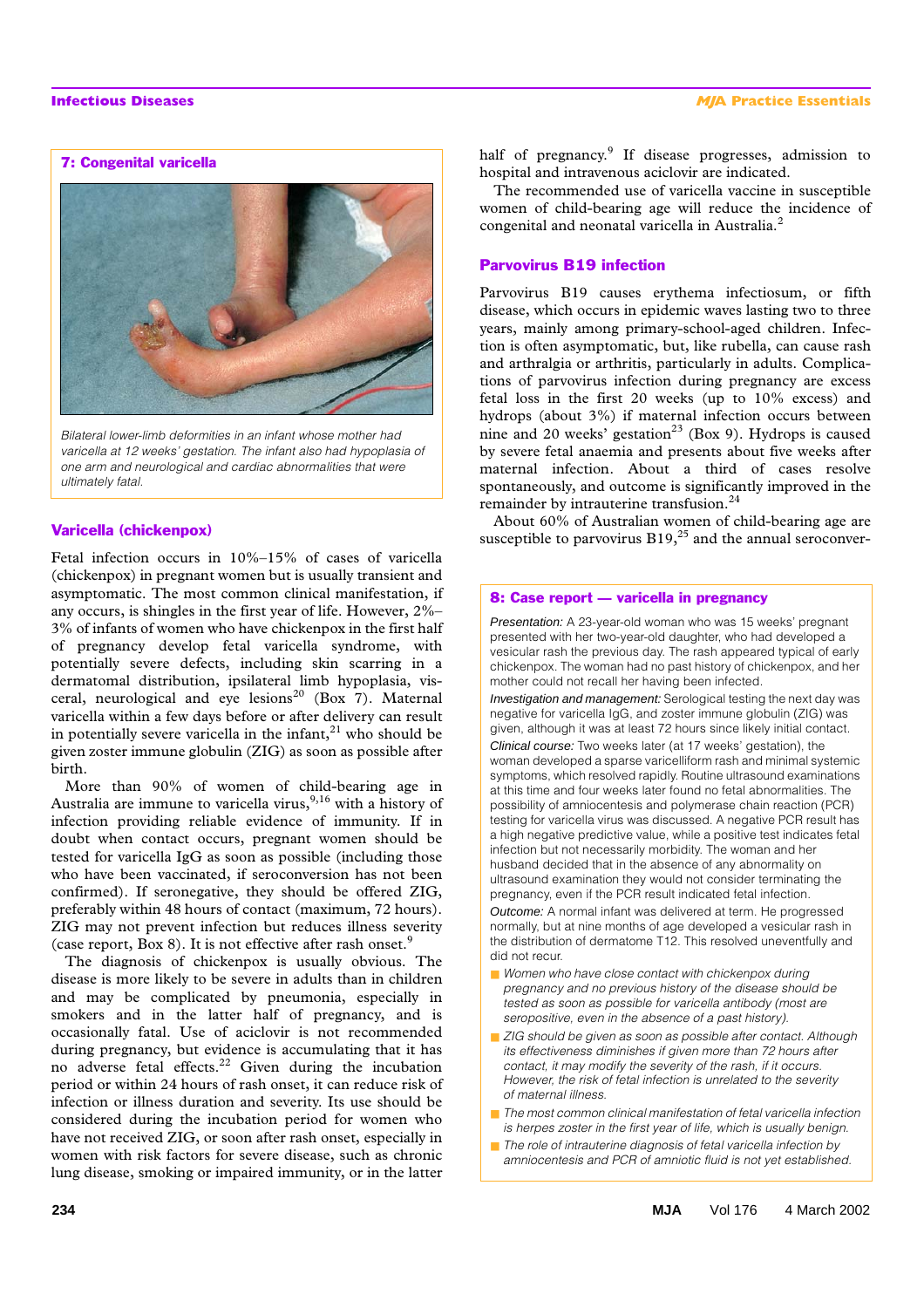### 7: Congenital varicella

*Bilateral lower-limb deformities in an infant whose mother had varicella at 12 weeks' gestation. The infant also had hypoplasia of one arm and neurological and cardiac abnormalities that were ultimately fatal.*

## Varicella (chickenpox)

Fetal infection occurs in 10%–15% of cases of varicella (chickenpox) in pregnant women but is usually transient and asymptomatic. The most common clinical manifestation, if any occurs, is shingles in the first year of life. However, 2%–3% of infants of women who have chickenpox in the first half of pregnancy develop fetal varicella syndrome, with potentially severe defects, including skin scarring in a dermatomal distribution, ipsilateral limb hypoplasia, visceral, neurological and eye lesions[20] (Box 7). Maternal varicella within a few days before or after delivery can result in potentially severe varicella in the infant,[21] who should be given zoster immune globulin (ZIG) as soon as possible after birth.

More than 90% of women of child-bearing age in Australia are immune to varicella virus,[9,16] with a history of infection providing reliable evidence of immunity. If in doubt when contact occurs, pregnant women should be tested for varicella IgG as soon as possible (including those who have been vaccinated, if seroconversion has not been confirmed). If seronegative, they should be offered ZIG, preferably within 48 hours of contact (maximum, 72 hours). ZIG may not prevent infection but reduces illness severity (case report, Box 8). It is not effective after rash onset.[9]

The diagnosis of chickenpox is usually obvious. The disease is more likely to be severe in adults than in children and may be complicated by pneumonia, especially in smokers and in the latter half of pregnancy, and is occasionally fatal. Use of aciclovir is not recommended during pregnancy, but evidence is accumulating that it has no adverse fetal effects.[22] Given during the incubation period or within 24 hours of rash onset, it can reduce risk of infection or illness duration and severity. Its use should be considered during the incubation period for women who have not received ZIG, or soon after rash onset, especially in women with risk factors for severe disease, such as chronic lung disease, smoking or impaired immunity, or in the latter half of pregnancy.[9] If disease progresses, admission to hospital and intravenous aciclovir are indicated.

The recommended use of varicella vaccine in susceptible women of child-bearing age will reduce the incidence of congenital and neonatal varicella in Australia.[2]

## Parvovirus B19 infection

Parvovirus B19 causes erythema infectiosum, or fifth disease, which occurs in epidemic waves lasting two to three years, mainly among primary-school-aged children. Infection is often asymptomatic, but, like rubella, can cause rash and arthralgia or arthritis, particularly in adults. Complications of parvovirus infection during pregnancy are excess fetal loss in the first 20 weeks (up to 10% excess) and hydrops (about 3%) if maternal infection occurs between nine and 20 weeks' gestation[23] (Box 9). Hydrops is caused by severe fetal anaemia and presents about five weeks after maternal infection. About a third of cases resolve spontaneously, and outcome is significantly improved in the remainder by intrauterine transfusion.[24]

About 60% of Australian women of child-bearing age are susceptible to parvovirus B19,[25] and the annual seroconver-

### 8: Case report — varicella in pregnancy

*Presentation:* A 23-year-old woman who was 15 weeks' pregnant presented with her two-year-old daughter, who had developed a vesicular rash the previous day. The rash appeared typical of early chickenpox. The woman had no past history of chickenpox, and her mother could not recall her having been infected.

*Investigation and management:* Serological testing the next day was negative for varicella IgG, and zoster immune globulin (ZIG) was given, although it was at least 72 hours since likely initial contact.

*Clinical course:* Two weeks later (at 17 weeks' gestation), the woman developed a sparse varicelliform rash and minimal systemic symptoms, which resolved rapidly. Routine ultrasound examinations at this time and four weeks later found no fetal abnormalities. The possibility of amniocentesis and polymerase chain reaction (PCR) testing for varicella virus was discussed. A negative PCR result has a high negative predictive value, while a positive test indicates fetal infection but not necessarily morbidity. The woman and her husband decided that in the absence of any abnormality on ultrasound examination they would not consider terminating the pregnancy, even if the PCR result indicated fetal infection.

*Outcome:* A normal infant was delivered at term. He progressed normally, but at nine months of age developed a vesicular rash in the distribution of dermatome T12. This resolved uneventfully and did not recur.

- *Women who have close contact with chickenpox during pregnancy and no previous history of the disease should be tested as soon as possible for varicella antibody (most are seropositive, even in the absence of a past history).*
- *ZIG should be given as soon as possible after contact. Although its effectiveness diminishes if given more than 72 hours after contact, it may modify the severity of the rash, if it occurs. However, the risk of fetal infection is unrelated to the severity of maternal illness.*
- *The most common clinical manifestation of fetal varicella infection is herpes zoster in the first year of life, which is usually benign.*
- *The role of intrauterine diagnosis of fetal varicella infection by amniocentesis and PCR of amniotic fluid is not yet established.*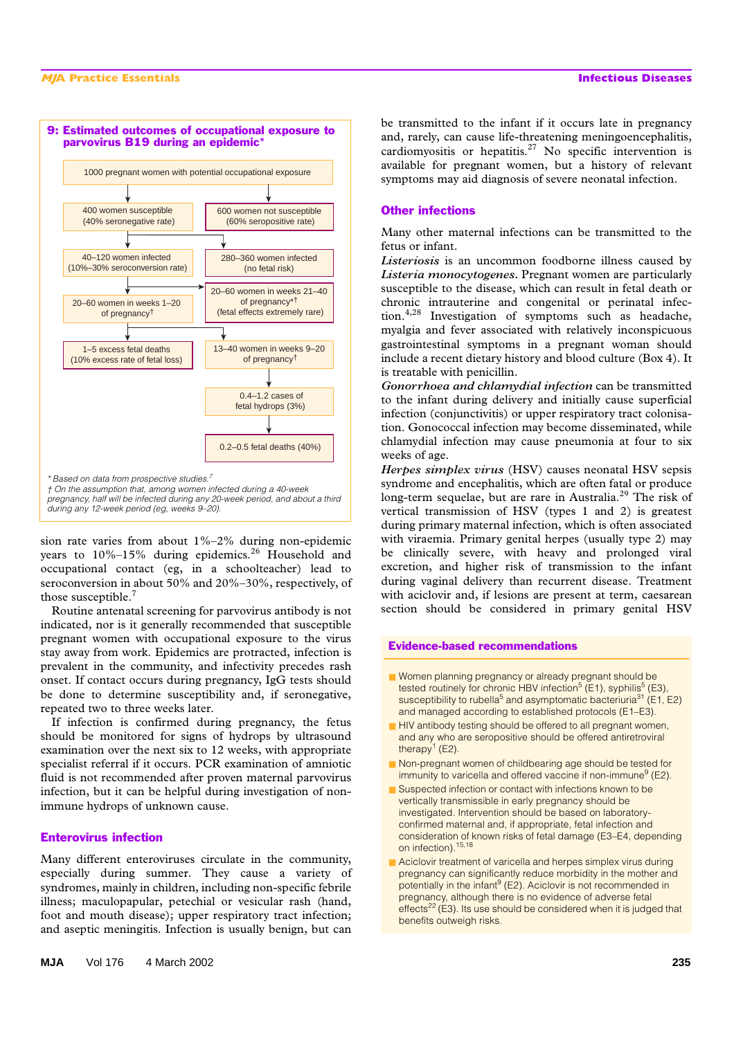**9: Estimated outcomes of occupational exposure to parvovirus B19 during an epidemic***

1000 pregnant women with potential occupational exposure

- 400 women susceptible (40% seronegative rate)
  - 40–120 women infected (10%–30% seroconversion rate)
    - 20–60 women in weeks 1–20 of pregnancy†
      - 1–5 excess fetal deaths (10% excess rate of fetal loss)
    - 20–60 women in weeks 21–40 of pregnancy*† (fetal effects extremely rare)
      - 13–40 women in weeks 9–20 of pregnancy†
        - 0.4–1.2 cases of fetal hydrops (3%)
          - 0.2–0.5 fetal deaths (40%)
- 600 women not susceptible (60% seropositive rate)
  - 280–360 women infected (no fetal risk)

\* Based on data from prospective studies.[7]

† On the assumption that, among women infected during a 40-week pregnancy, half will be infected during any 20-week period, and about a third during any 12-week period (eg, weeks 9–20).

sion rate varies from about 1%–2% during non-epidemic years to 10%–15% during epidemics.[26] Household and occupational contact (eg, in a schoolteacher) lead to seroconversion in about 50% and 20%–30%, respectively, of those susceptible.[7]

Routine antenatal screening for parvovirus antibody is not indicated, nor is it generally recommended that susceptible pregnant women with occupational exposure to the virus stay away from work. Epidemics are protracted, infection is prevalent in the community, and infectivity precedes rash onset. If contact occurs during pregnancy, IgG tests should be done to determine susceptibility and, if seronegative, repeated two to three weeks later.

If infection is confirmed during pregnancy, the fetus should be monitored for signs of hydrops by ultrasound examination over the next six to 12 weeks, with appropriate specialist referral if it occurs. PCR examination of amniotic fluid is not recommended after proven maternal parvovirus infection, but it can be helpful during investigation of non-immune hydrops of unknown cause.

## Enterovirus infection

Many different enteroviruses circulate in the community, especially during summer. They cause a variety of syndromes, mainly in children, including non-specific febrile illness; maculopapular, petechial or vesicular rash (hand, foot and mouth disease); upper respiratory tract infection; and aseptic meningitis. Infection is usually benign, but can be transmitted to the infant if it occurs late in pregnancy and, rarely, can cause life-threatening meningoencephalitis, cardiomyositis or hepatitis.[27] No specific intervention is available for pregnant women, but a history of relevant symptoms may aid diagnosis of severe neonatal infection.

## Other infections

Many other maternal infections can be transmitted to the fetus or infant.

*Listeriosis* is an uncommon foodborne illness caused by *Listeria monocytogenes*. Pregnant women are particularly susceptible to the disease, which can result in fetal death or chronic intrauterine and congenital or perinatal infection.[4,28] Investigation of symptoms such as headache, myalgia and fever associated with relatively inconspicuous gastrointestinal symptoms in a pregnant woman should include a recent dietary history and blood culture (Box 4). It is treatable with penicillin.

*Gonorrhoea and chlamydial infection* can be transmitted to the infant during delivery and initially cause superficial infection (conjunctivitis) or upper respiratory tract colonisation. Gonococcal infection may become disseminated, while chlamydial infection may cause pneumonia at four to six weeks of age.

*Herpes simplex virus* (HSV) causes neonatal HSV sepsis syndrome and encephalitis, which are often fatal or produce long-term sequelae, but are rare in Australia.[29] The risk of vertical transmission of HSV (types 1 and 2) is greatest during primary maternal infection, which is often associated with viraemia. Primary genital herpes (usually type 2) may be clinically severe, with heavy and prolonged viral excretion, and higher risk of transmission to the infant during vaginal delivery than recurrent disease. Treatment with aciclovir and, if lesions are present at term, caesarean section should be considered in primary genital HSV

### Evidence-based recommendations

- Women planning pregnancy or already pregnant should be tested routinely for chronic HBV infection[5] (E1), syphilis[5] (E3), susceptibility to rubella[5] and asymptomatic bacteriuria[31] (E1, E2) and managed according to established protocols (E1–E3).
- HIV antibody testing should be offered to all pregnant women, and any who are seropositive should be offered antiretroviral therapy[1] (E2).
- Non-pregnant women of childbearing age should be tested for immunity to varicella and offered vaccine if non-immune[9] (E2).
- Suspected infection or contact with infections known to be vertically transmissible in early pregnancy should be investigated. Intervention should be based on laboratory-confirmed maternal and, if appropriate, fetal infection and consideration of known risks of fetal damage (E3–E4, depending on infection).[15,18]
- Aciclovir treatment of varicella and herpes simplex virus during pregnancy can significantly reduce morbidity in the mother and potentially in the infant[9] (E2). Aciclovir is not recommended in pregnancy, although there is no evidence of adverse fetal effects[22] (E3). Its use should be considered when it is judged that benefits outweigh risks.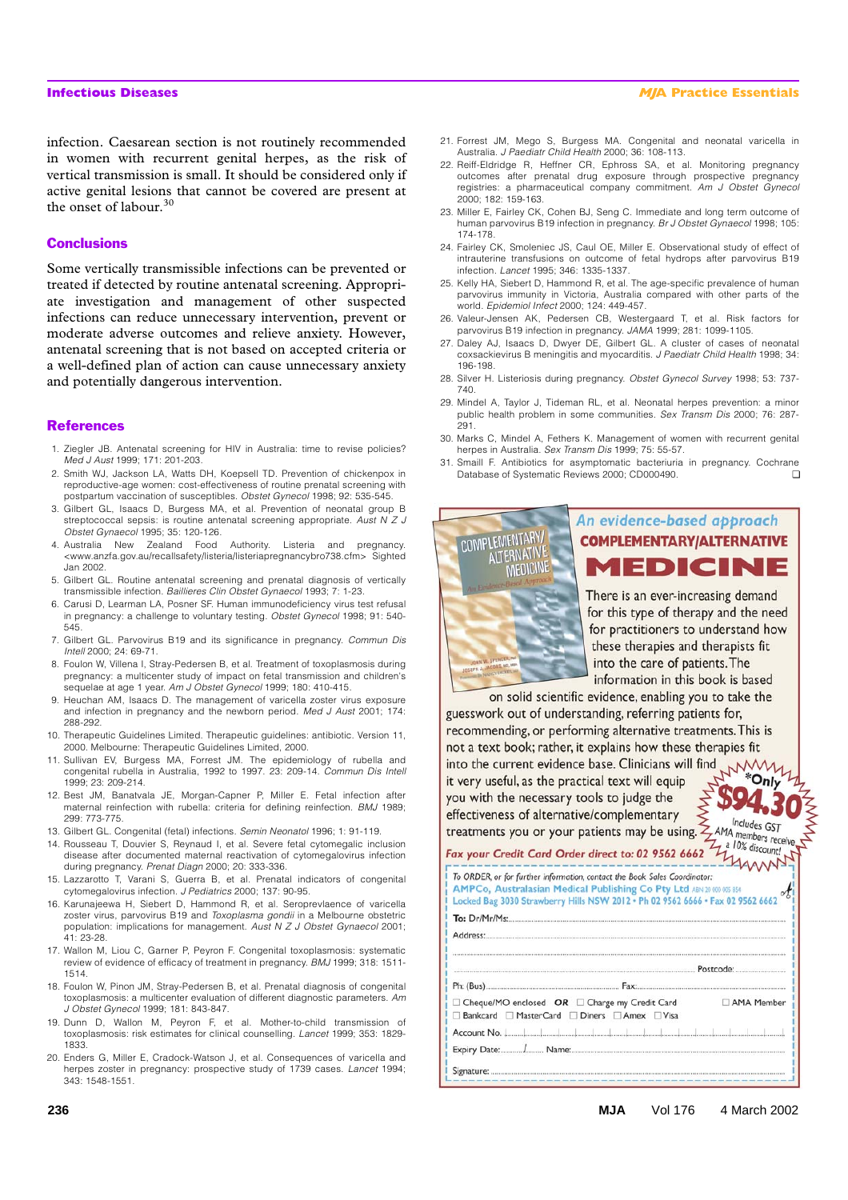infection. Caesarean section is not routinely recommended in women with recurrent genital herpes, as the risk of vertical transmission is small. It should be considered only if active genital lesions that cannot be covered are present at the onset of labour.[30]

## Conclusions

Some vertically transmissible infections can be prevented or treated if detected by routine antenatal screening. Appropriate investigation and management of other suspected infections can reduce unnecessary intervention, prevent or moderate adverse outcomes and relieve anxiety. However, antenatal screening that is not based on accepted criteria or a well-defined plan of action can cause unnecessary anxiety and potentially dangerous intervention.

## References

1. Ziegler JB. Antenatal screening for HIV in Australia: time to revise policies? *Med J Aust* 1999; 171: 201-203.
2. Smith WJ, Jackson LA, Watts DH, Koepsell TD. Prevention of chickenpox in reproductive-age women: cost-effectiveness of routine prenatal screening with postpartum vaccination of susceptibles. *Obstet Gynecol* 1998; 92: 535-545.
3. Gilbert GL, Isaacs D, Burgess MA, et al. Prevention of neonatal group B streptococcal sepsis: is routine antenatal screening appropriate. *Aust N Z J Obstet Gynaecol* 1995; 35: 120-126.
4. Australia New Zealand Food Authority. Listeria and pregnancy. <www.anzfa.gov.au/recallsafety/listeria/listeriapregnancybro738.cfm> Sighted Jan 2002.
5. Gilbert GL. Routine antenatal screening and prenatal diagnosis of vertically transmissible infection. *Baillieres Clin Obstet Gynaecol* 1993; 7: 1-23.
6. Carusi D, Learman LA, Posner SF. Human immunodeficiency virus test refusal in pregnancy: a challenge to voluntary testing. *Obstet Gynecol* 1998; 91: 540-545.
7. Gilbert GL. Parvovirus B19 and its significance in pregnancy. *Commun Dis Intell* 2000; 24: 69-71.
8. Foulon W, Villena I, Stray-Pedersen B, et al. Treatment of toxoplasmosis during pregnancy: a multicenter study of impact on fetal transmission and children's sequelae at age 1 year. *Am J Obstet Gynecol* 1999; 180: 410-415.
9. Heuchan AM, Isaacs D. The management of varicella zoster virus exposure and infection in pregnancy and the newborn period. *Med J Aust* 2001; 174: 288-292.
10. Therapeutic Guidelines Limited. Therapeutic guidelines: antibiotic. Version 11, 2000. Melbourne: Therapeutic Guidelines Limited, 2000.
11. Sullivan EV, Burgess MA, Forrest JM. The epidemiology of rubella and congenital rubella in Australia, 1992 to 1997. 23: 209-14. *Commun Dis Intell* 1999; 23: 209-214.
12. Best JM, Banatvala JE, Morgan-Capner P, Miller E. Fetal infection after maternal reinfection with rubella: criteria for defining reinfection. *BMJ* 1989; 299: 773-775.
13. Gilbert GL. Congenital (fetal) infections. *Semin Neonatol* 1996; 1: 91-119.
14. Rousseau T, Douvier S, Reynaud I, et al. Severe fetal cytomegalic inclusion disease after documented maternal reactivation of cytomegalovirus infection during pregnancy. *Prenat Diagn* 2000; 20: 333-336.
15. Lazzarotto T, Varani S, Guerra B, et al. Prenatal indicators of congenital cytomegalovirus infection. *J Pediatrics* 2000; 137: 90-95.
16. Karunajeewa H, Siebert D, Hammond R, et al. Seroprevlaence of varicella zoster virus, parvovirus B19 and *Toxoplasma gondii* in a Melbourne obstetric population: implications for management. *Aust N Z J Obstet Gynaecol* 2001; 41: 23-28.
17. Wallon M, Liou C, Garner P, Peyron F. Congenital toxoplasmosis: systematic review of evidence of efficacy of treatment in pregnancy. *BMJ* 1999; 318: 1511-1514.
18. Foulon W, Pinon JM, Stray-Pedersen B, et al. Prenatal diagnosis of congenital toxoplasmosis: a multicenter evaluation of different diagnostic parameters. *Am J Obstet Gynecol* 1999; 181: 843-847.
19. Dunn D, Wallon M, Peyron F, et al. Mother-to-child transmission of toxoplasmosis: risk estimates for clinical counselling. *Lancet* 1999; 353: 1829-1833.
20. Enders G, Miller E, Cradock-Watson J, et al. Consequences of varicella and herpes zoster in pregnancy: prospective study of 1739 cases. *Lancet* 1994; 343: 1548-1551.
21. Forrest JM, Mego S, Burgess MA. Congenital and neonatal varicella in Australia. *J Paediatr Child Health* 2000; 36: 108-113.
22. Reiff-Eldridge R, Heffner CR, Ephross SA, et al. Monitoring pregnancy outcomes after prenatal drug exposure through prospective pregnancy registries: a pharmaceutical company commitment. *Am J Obstet Gynecol* 2000; 182: 159-163.
23. Miller E, Fairley CK, Cohen BJ, Seng C. Immediate and long term outcome of human parvovirus B19 infection in pregnancy. *Br J Obstet Gynaecol* 1998; 105: 174-178.
24. Fairley CK, Smoleniec JS, Caul OE, Miller E. Observational study of effect of intrauterine transfusions on outcome of fetal hydrops after parvovirus B19 infection. *Lancet* 1995; 346: 1335-1337.
25. Kelly HA, Siebert D, Hammond R, et al. The age-specific prevalence of human parvovirus immunity in Victoria, Australia compared with other parts of the world. *Epidemiol Infect* 2000; 124: 449-457.
26. Valeur-Jensen AK, Pedersen CB, Westergaard T, et al. Risk factors for parvovirus B19 infection in pregnancy. *JAMA* 1999; 281: 1099-1105.
27. Daley AJ, Isaacs D, Dwyer DE, Gilbert GL. A cluster of cases of neonatal coxsackievirus B meningitis and myocarditis. *J Paediatr Child Health* 1998; 34: 196-198.
28. Silver H. Listeriosis during pregnancy. *Obstet Gynecol Survey* 1998; 53: 737-740.
29. Mindel A, Taylor J, Tideman RL, et al. Neonatal herpes prevention: a minor public health problem in some communities. *Sex Transm Dis* 2000; 76: 287-291.
30. Marks C, Mindel A, Fethers K. Management of women with recurrent genital herpes in Australia. *Sex Transm Dis* 1999; 75: 55-57.
31. Smaill F. Antibiotics for asymptomatic bacteriuria in pregnancy. Cochrane Database of Systematic Reviews 2000; CD000490.

*An evidence-based approach*

**COMPLEMENTARY/ALTERNATIVE**

**MEDICINE**

There is an ever-increasing demand for this type of therapy and the need for practitioners to understand how these therapies and therapists fit into the care of patients. The information in this book is based on solid scientific evidence, enabling you to take the guesswork out of understanding, referring patients for, recommending, or performing alternative treatments. This is not a text book; rather, it explains how these therapies fit into the current evidence base. Clinicians will find it very useful, as the practical text will equip you with the necessary tools to judge the effectiveness of alternative/complementary treatments you or your patients may be using.

*Only **$94.30** Includes GST. AMA members receive a 10% discount!

**Fax your Credit Card Order direct to: 02 9562 6662**

To ORDER, or for further information, contact the Book Sales Coordinator: AMPCo, Australasian Medical Publishing Co Pty Ltd ABN 20 000 005 854 Locked Bag 3030 Strawberry Hills NSW 2012 • Ph 02 9562 6666 • Fax 02 9562 6662

To: Dr/Mr/Ms: ..........

Address: ..........

.......... Postcode: ..........

Ph: (Bus) .......... Fax: ..........

☐ Cheque/MO enclosed **OR** ☐ Charge my Credit Card ☐ AMA Member

☐ Bankcard ☐ MasterCard ☐ Diners ☐ Amex ☐ Visa

Account No. ..........

Expiry Date: ..../.... Name: ..........

Signature: ..........